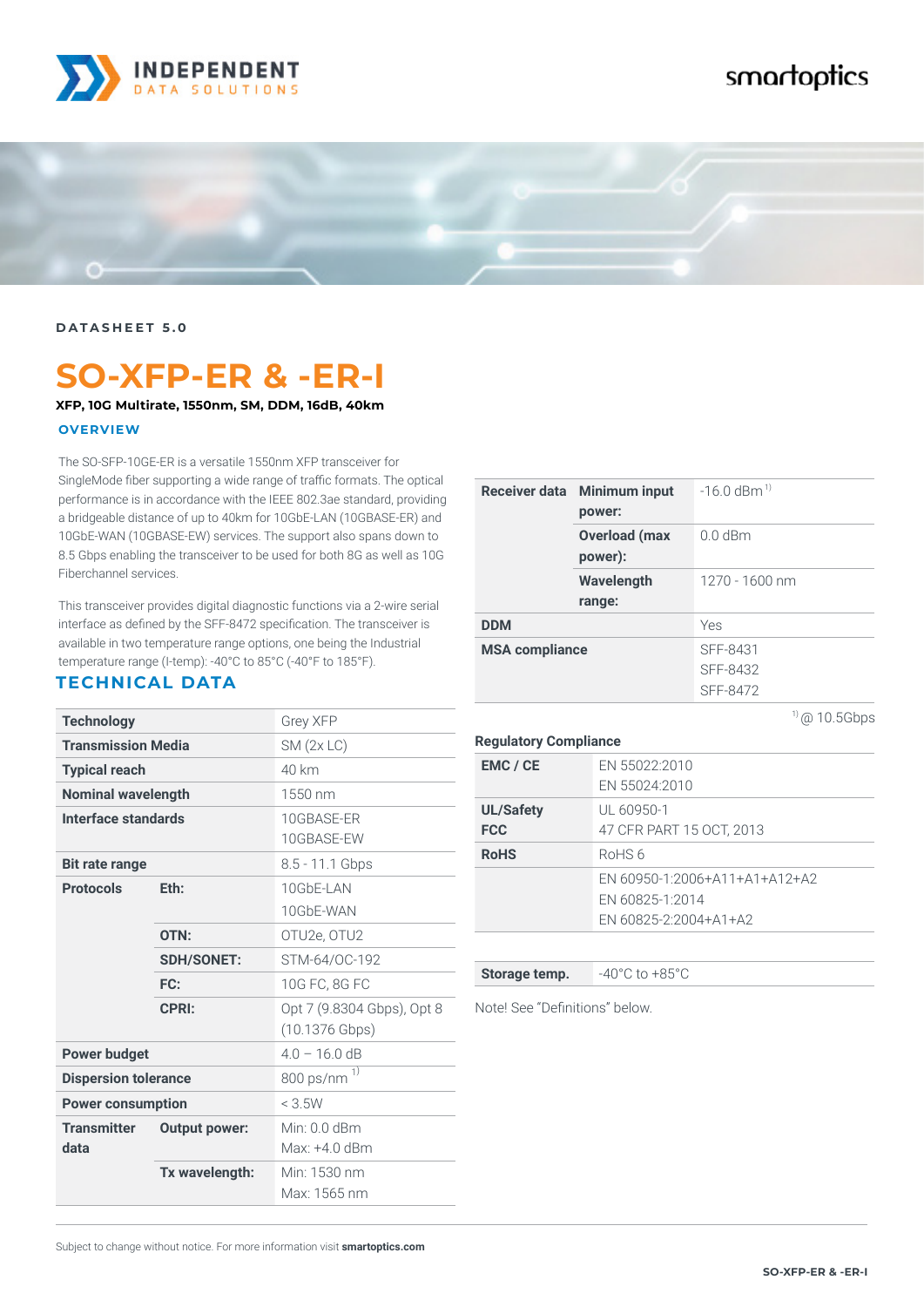DATASHEET 5.0

# SO-XFP-ER & -ER-I

**XFP, 10G Multirate, 1550nm, SM, DDM, 16dB, 40km**

## OVERVIEW

The SO-SFP-10GE-ER is a versatile 1550nm XFP transceiver for SingleMode fiber supporting a wide range of traffic formats. The optical performance is in accordance with the IEEE 802.3ae standard, providing a bridgeable distance of up to 40km for 10GbE-LAN (10GBASE-ER) and 10GbE-WAN (10GBASE-EW) services. The support also spans down to 8.5 Gbps enabling the transceiver to be used for both 8G as well as 10G Fiberchannel services.

This transceiver provides digital diagnostic functions via a 2-wire serial interface as defined by the SFF-8472 specification. The transceiver is available in two temperature range options, one being the Industrial temperature range (I-temp): -40°C to 85°C (-40°F to 185°F).

## TECHNICAL DATA

| | | |
|---|---|---|
| **Technology** | | Grey XFP |
| **Transmission Media** | | SM (2x LC) |
| **Typical reach** | | 40 km |
| **Nominal wavelength** | | 1550 nm |
| **Interface standards** | | 10GBASE-ER<br>10GBASE-EW |
| **Bit rate range** | | 8.5 - 11.1 Gbps |
| **Protocols** | **Eth:** | 10GbE-LAN<br>10GbE-WAN |
| | **OTN:** | OTU2e, OTU2 |
| | **SDH/SONET:** | STM-64/OC-192 |
| | **FC:** | 10G FC, 8G FC |
| | **CPRI:** | Opt 7 (9.8304 Gbps), Opt 8 (10.1376 Gbps) |
| **Power budget** | | 4.0 – 16.0 dB |
| **Dispersion tolerance** | | 800 ps/nm [1)] |
| **Power consumption** | | < 3.5W |
| **Transmitter data** | **Output power:** | Min: 0.0 dBm<br>Max: +4.0 dBm |
| | **Tx wavelength:** | Min: 1530 nm<br>Max: 1565 nm |
| **Receiver data** | **Minimum input power:** | -16.0 dBm [1)] |
| | **Overload (max power):** | 0.0 dBm |
| | **Wavelength range:** | 1270 - 1600 nm |
| **DDM** | | Yes |
| **MSA compliance** | | SFF-8431<br>SFF-8432<br>SFF-8472 |

[1)] @ 10.5Gbps

**Regulatory Compliance**

| | |
|---|---|
| **EMC / CE** | EN 55022:2010<br>EN 55024:2010 |
| **UL/Safety**<br>**FCC** | UL 60950-1<br>47 CFR PART 15 OCT, 2013 |
| **RoHS** | RoHS 6 |
| | EN 60950-1:2006+A11+A1+A12+A2<br>EN 60825-1:2014<br>EN 60825-2:2004+A1+A2 |

| | |
|---|---|
| **Storage temp.** | -40°C to +85°C |

Note! See "Definitions" below.

Subject to change without notice. For more information visit **smartoptics.com**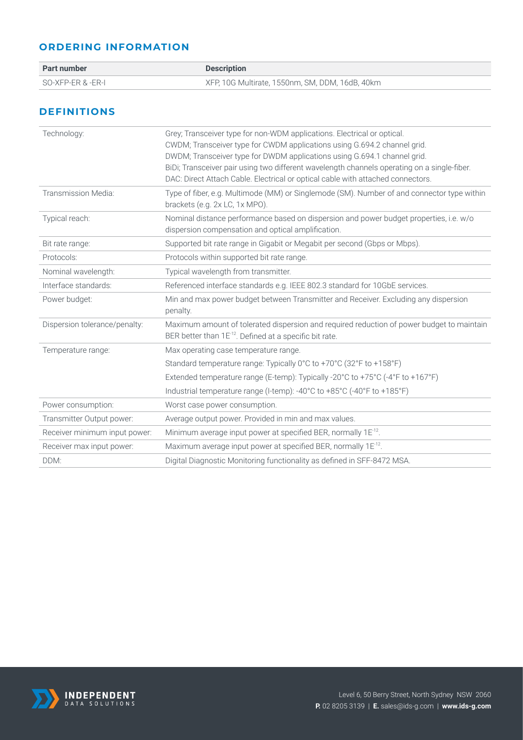## ORDERING INFORMATION

| Part number | Description |
|---|---|
| SO-XFP-ER & -ER-I | XFP, 10G Multirate, 1550nm, SM, DDM, 16dB, 40km |

## DEFINITIONS

| | |
|---|---|
| Technology: | Grey; Transceiver type for non-WDM applications. Electrical or optical.<br>CWDM; Transceiver type for CWDM applications using G.694.2 channel grid.<br>DWDM; Transceiver type for DWDM applications using G.694.1 channel grid.<br>BiDi; Transceiver pair using two different wavelength channels operating on a single-fiber.<br>DAC: Direct Attach Cable. Electrical or optical cable with attached connectors. |
| Transmission Media: | Type of fiber, e.g. Multimode (MM) or Singlemode (SM). Number of and connector type within brackets (e.g. 2x LC, 1x MPO). |
| Typical reach: | Nominal distance performance based on dispersion and power budget properties, i.e. w/o dispersion compensation and optical amplification. |
| Bit rate range: | Supported bit rate range in Gigabit or Megabit per second (Gbps or Mbps). |
| Protocols: | Protocols within supported bit rate range. |
| Nominal wavelength: | Typical wavelength from transmitter. |
| Interface standards: | Referenced interface standards e.g. IEEE 802.3 standard for 10GbE services. |
| Power budget: | Min and max power budget between Transmitter and Receiver. Excluding any dispersion penalty. |
| Dispersion tolerance/penalty: | Maximum amount of tolerated dispersion and required reduction of power budget to maintain BER better than $1E^{-12}$. Defined at a specific bit rate. |
| Temperature range: | Max operating case temperature range.<br>Standard temperature range: Typically 0°C to +70°C (32°F to +158°F)<br>Extended temperature range (E-temp): Typically -20°C to +75°C (-4°F to +167°F)<br>Industrial temperature range (I-temp): -40°C to +85°C (-40°F to +185°F) |
| Power consumption: | Worst case power consumption. |
| Transmitter Output power: | Average output power. Provided in min and max values. |
| Receiver minimum input power: | Minimum average input power at specified BER, normally $1E^{-12}$. |
| Receiver max input power: | Maximum average input power at specified BER, normally $1E^{-12}$. |
| DDM: | Digital Diagnostic Monitoring functionality as defined in SFF-8472 MSA. |

INDEPENDENT DATA SOLUTIONS

Level 6, 50 Berry Street, North Sydney NSW 2060

**P.** 02 8205 3139 | **E.** sales@ids-g.com | **www.ids-g.com**